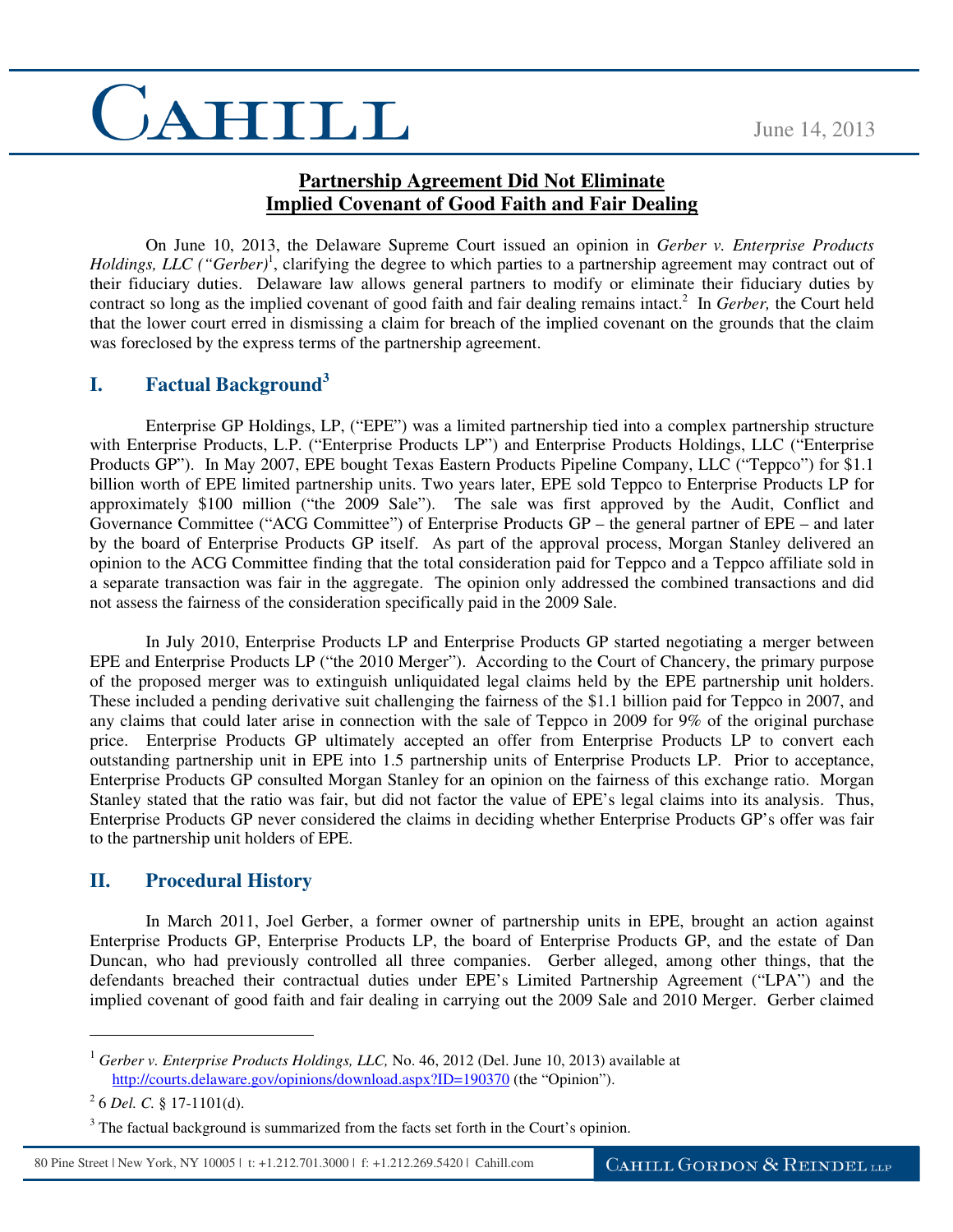CAHILL

June 14, 2013

## Partnership Agreement Did Not Eliminate Implied Covenant of Good Faith and Fair Dealing

On June 10, 2013, the Delaware Supreme Court issued an opinion in *Gerber v. Enterprise Products Holdings, LLC ("Gerber)*[1], clarifying the degree to which parties to a partnership agreement may contract out of their fiduciary duties. Delaware law allows general partners to modify or eliminate their fiduciary duties by contract so long as the implied covenant of good faith and fair dealing remains intact.[2] In *Gerber,* the Court held that the lower court erred in dismissing a claim for breach of the implied covenant on the grounds that the claim was foreclosed by the express terms of the partnership agreement.

## I. Factual Background[3]

Enterprise GP Holdings, LP, ("EPE") was a limited partnership tied into a complex partnership structure with Enterprise Products, L.P. ("Enterprise Products LP") and Enterprise Products Holdings, LLC ("Enterprise Products GP"). In May 2007, EPE bought Texas Eastern Products Pipeline Company, LLC ("Teppco") for $1.1 billion worth of EPE limited partnership units. Two years later, EPE sold Teppco to Enterprise Products LP for approximately $100 million ("the 2009 Sale"). The sale was first approved by the Audit, Conflict and Governance Committee ("ACG Committee") of Enterprise Products GP – the general partner of EPE – and later by the board of Enterprise Products GP itself. As part of the approval process, Morgan Stanley delivered an opinion to the ACG Committee finding that the total consideration paid for Teppco and a Teppco affiliate sold in a separate transaction was fair in the aggregate. The opinion only addressed the combined transactions and did not assess the fairness of the consideration specifically paid in the 2009 Sale.

In July 2010, Enterprise Products LP and Enterprise Products GP started negotiating a merger between EPE and Enterprise Products LP ("the 2010 Merger"). According to the Court of Chancery, the primary purpose of the proposed merger was to extinguish unliquidated legal claims held by the EPE partnership unit holders. These included a pending derivative suit challenging the fairness of the $1.1 billion paid for Teppco in 2007, and any claims that could later arise in connection with the sale of Teppco in 2009 for 9% of the original purchase price. Enterprise Products GP ultimately accepted an offer from Enterprise Products LP to convert each outstanding partnership unit in EPE into 1.5 partnership units of Enterprise Products LP. Prior to acceptance, Enterprise Products GP consulted Morgan Stanley for an opinion on the fairness of this exchange ratio. Morgan Stanley stated that the ratio was fair, but did not factor the value of EPE's legal claims into its analysis. Thus, Enterprise Products GP never considered the claims in deciding whether Enterprise Products GP's offer was fair to the partnership unit holders of EPE.

## II. Procedural History

In March 2011, Joel Gerber, a former owner of partnership units in EPE, brought an action against Enterprise Products GP, Enterprise Products LP, the board of Enterprise Products GP, and the estate of Dan Duncan, who had previously controlled all three companies. Gerber alleged, among other things, that the defendants breached their contractual duties under EPE's Limited Partnership Agreement ("LPA") and the implied covenant of good faith and fair dealing in carrying out the 2009 Sale and 2010 Merger. Gerber claimed

---

[1] *Gerber v. Enterprise Products Holdings, LLC,* No. 46, 2012 (Del. June 10, 2013) available at http://courts.delaware.gov/opinions/download.aspx?ID=190370 (the "Opinion").

[2] 6 *Del. C.* § 17-1101(d).

[3] The factual background is summarized from the facts set forth in the Court's opinion.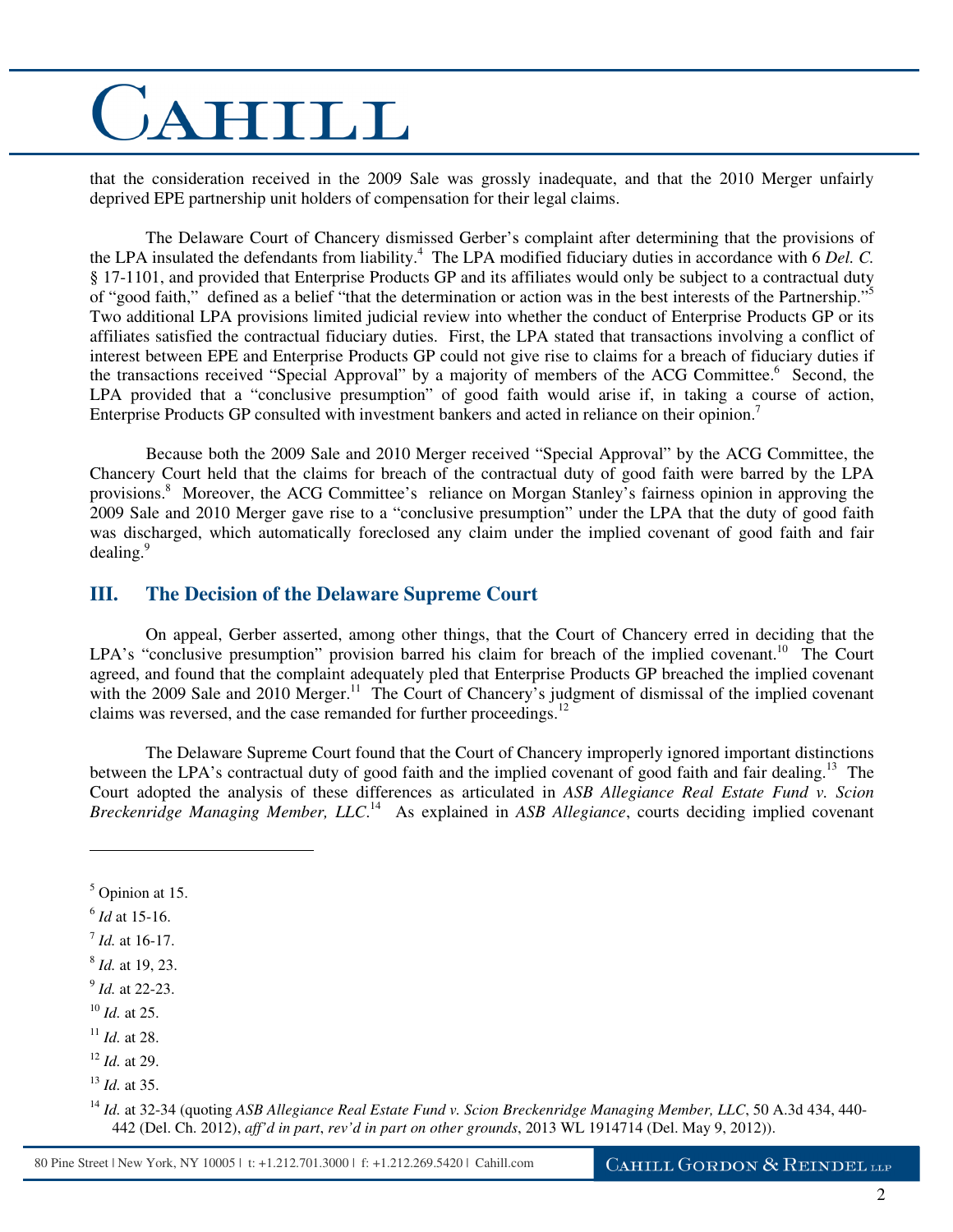that the consideration received in the 2009 Sale was grossly inadequate, and that the 2010 Merger unfairly deprived EPE partnership unit holders of compensation for their legal claims.

The Delaware Court of Chancery dismissed Gerber's complaint after determining that the provisions of the LPA insulated the defendants from liability.[4] The LPA modified fiduciary duties in accordance with 6 *Del. C.* § 17-1101, and provided that Enterprise Products GP and its affiliates would only be subject to a contractual duty of "good faith," defined as a belief "that the determination or action was in the best interests of the Partnership."[5] Two additional LPA provisions limited judicial review into whether the conduct of Enterprise Products GP or its affiliates satisfied the contractual fiduciary duties. First, the LPA stated that transactions involving a conflict of interest between EPE and Enterprise Products GP could not give rise to claims for a breach of fiduciary duties if the transactions received "Special Approval" by a majority of members of the ACG Committee.[6] Second, the LPA provided that a "conclusive presumption" of good faith would arise if, in taking a course of action, Enterprise Products GP consulted with investment bankers and acted in reliance on their opinion.[7]

Because both the 2009 Sale and 2010 Merger received "Special Approval" by the ACG Committee, the Chancery Court held that the claims for breach of the contractual duty of good faith were barred by the LPA provisions.[8] Moreover, the ACG Committee's reliance on Morgan Stanley's fairness opinion in approving the 2009 Sale and 2010 Merger gave rise to a "conclusive presumption" under the LPA that the duty of good faith was discharged, which automatically foreclosed any claim under the implied covenant of good faith and fair dealing.[9]

## III. The Decision of the Delaware Supreme Court

On appeal, Gerber asserted, among other things, that the Court of Chancery erred in deciding that the LPA's "conclusive presumption" provision barred his claim for breach of the implied covenant.[10] The Court agreed, and found that the complaint adequately pled that Enterprise Products GP breached the implied covenant with the 2009 Sale and 2010 Merger.[11] The Court of Chancery's judgment of dismissal of the implied covenant claims was reversed, and the case remanded for further proceedings.[12]

The Delaware Supreme Court found that the Court of Chancery improperly ignored important distinctions between the LPA's contractual duty of good faith and the implied covenant of good faith and fair dealing.[13] The Court adopted the analysis of these differences as articulated in *ASB Allegiance Real Estate Fund v. Scion Breckenridge Managing Member, LLC*.[14] As explained in *ASB Allegiance*, courts deciding implied covenant

---

[5] Opinion at 15.

[6] *Id* at 15-16.

[7] *Id.* at 16-17.

[8] *Id.* at 19, 23.

[9] *Id.* at 22-23.

[10] *Id.* at 25.

[11] *Id.* at 28.

[12] *Id.* at 29.

[13] *Id.* at 35.

[14] *Id.* at 32-34 (quoting *ASB Allegiance Real Estate Fund v. Scion Breckenridge Managing Member, LLC*, 50 A.3d 434, 440-442 (Del. Ch. 2012), *aff'd in part*, *rev'd in part on other grounds*, 2013 WL 1914714 (Del. May 9, 2012)).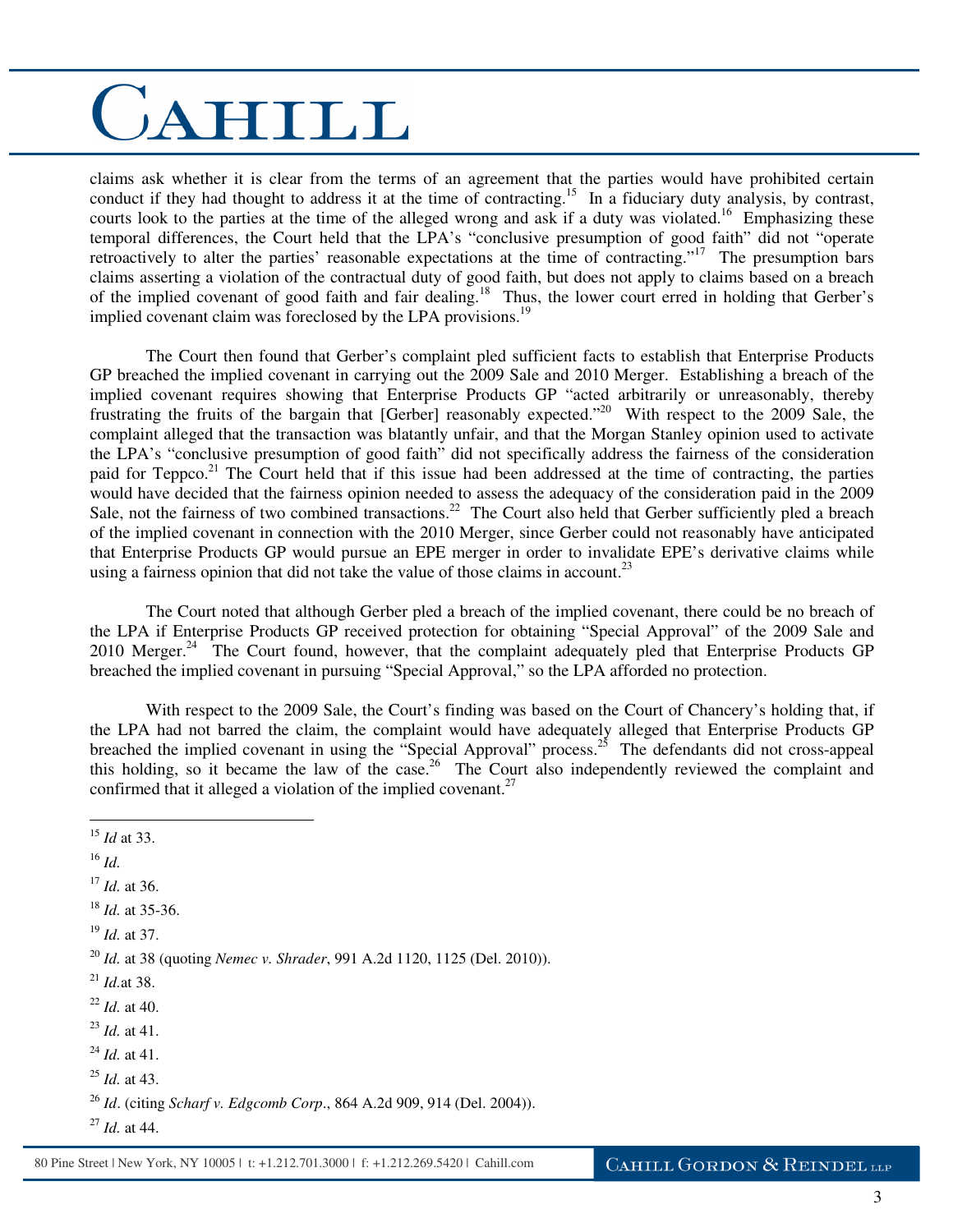claims ask whether it is clear from the terms of an agreement that the parties would have prohibited certain conduct if they had thought to address it at the time of contracting.[15] In a fiduciary duty analysis, by contrast, courts look to the parties at the time of the alleged wrong and ask if a duty was violated.[16] Emphasizing these temporal differences, the Court held that the LPA's "conclusive presumption of good faith" did not "operate retroactively to alter the parties' reasonable expectations at the time of contracting."[17] The presumption bars claims asserting a violation of the contractual duty of good faith, but does not apply to claims based on a breach of the implied covenant of good faith and fair dealing.[18] Thus, the lower court erred in holding that Gerber's implied covenant claim was foreclosed by the LPA provisions.[19]

The Court then found that Gerber's complaint pled sufficient facts to establish that Enterprise Products GP breached the implied covenant in carrying out the 2009 Sale and 2010 Merger. Establishing a breach of the implied covenant requires showing that Enterprise Products GP "acted arbitrarily or unreasonably, thereby frustrating the fruits of the bargain that [Gerber] reasonably expected."[20] With respect to the 2009 Sale, the complaint alleged that the transaction was blatantly unfair, and that the Morgan Stanley opinion used to activate the LPA's "conclusive presumption of good faith" did not specifically address the fairness of the consideration paid for Teppco.[21] The Court held that if this issue had been addressed at the time of contracting, the parties would have decided that the fairness opinion needed to assess the adequacy of the consideration paid in the 2009 Sale, not the fairness of two combined transactions.[22] The Court also held that Gerber sufficiently pled a breach of the implied covenant in connection with the 2010 Merger, since Gerber could not reasonably have anticipated that Enterprise Products GP would pursue an EPE merger in order to invalidate EPE's derivative claims while using a fairness opinion that did not take the value of those claims in account.[23]

The Court noted that although Gerber pled a breach of the implied covenant, there could be no breach of the LPA if Enterprise Products GP received protection for obtaining "Special Approval" of the 2009 Sale and 2010 Merger.[24] The Court found, however, that the complaint adequately pled that Enterprise Products GP breached the implied covenant in pursuing "Special Approval," so the LPA afforded no protection.

With respect to the 2009 Sale, the Court's finding was based on the Court of Chancery's holding that, if the LPA had not barred the claim, the complaint would have adequately alleged that Enterprise Products GP breached the implied covenant in using the "Special Approval" process.[25] The defendants did not cross-appeal this holding, so it became the law of the case.[26] The Court also independently reviewed the complaint and confirmed that it alleged a violation of the implied covenant.[27]

---

[15] *Id* at 33.

[16] *Id.*

[17] *Id.* at 36.

[18] *Id.* at 35-36.

[19] *Id.* at 37.

[20] *Id.* at 38 (quoting *Nemec v. Shrader*, 991 A.2d 1120, 1125 (Del. 2010)).

[21] *Id.*at 38.

[22] *Id.* at 40.

[23] *Id.* at 41.

[24] *Id.* at 41.

[25] *Id.* at 43.

[26] *Id*. (citing *Scharf v. Edgcomb Corp*., 864 A.2d 909, 914 (Del. 2004)).

[27] *Id.* at 44.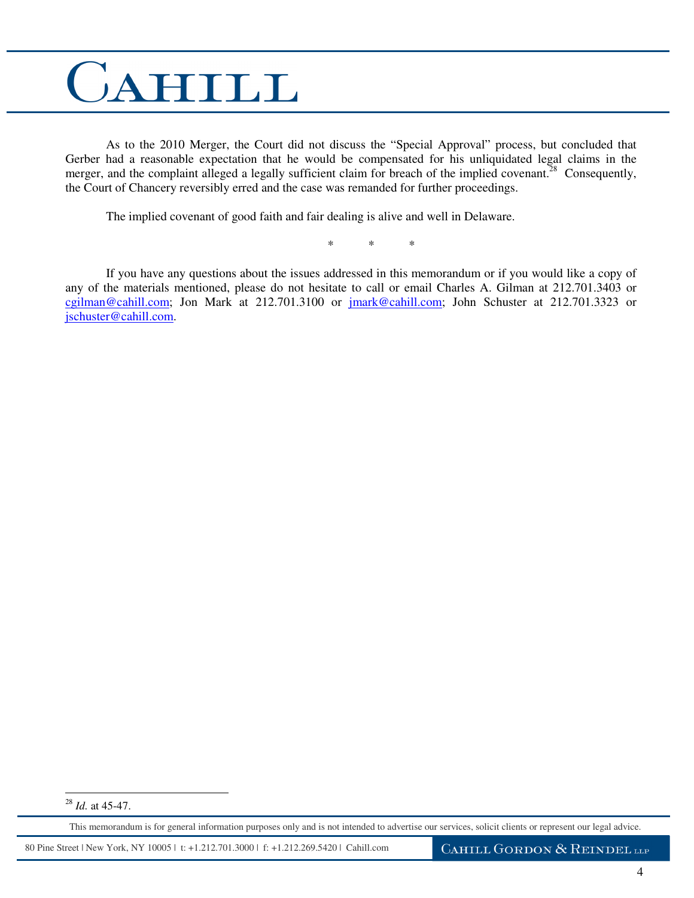As to the 2010 Merger, the Court did not discuss the "Special Approval" process, but concluded that Gerber had a reasonable expectation that he would be compensated for his unliquidated legal claims in the merger, and the complaint alleged a legally sufficient claim for breach of the implied covenant.[28] Consequently, the Court of Chancery reversibly erred and the case was remanded for further proceedings.

The implied covenant of good faith and fair dealing is alive and well in Delaware.

\* \* \*

If you have any questions about the issues addressed in this memorandum or if you would like a copy of any of the materials mentioned, please do not hesitate to call or email Charles A. Gilman at 212.701.3403 or cgilman@cahill.com; Jon Mark at 212.701.3100 or jmark@cahill.com; John Schuster at 212.701.3323 or jschuster@cahill.com.

---

[28] *Id.* at 45-47.

This memorandum is for general information purposes only and is not intended to advertise our services, solicit clients or represent our legal advice.